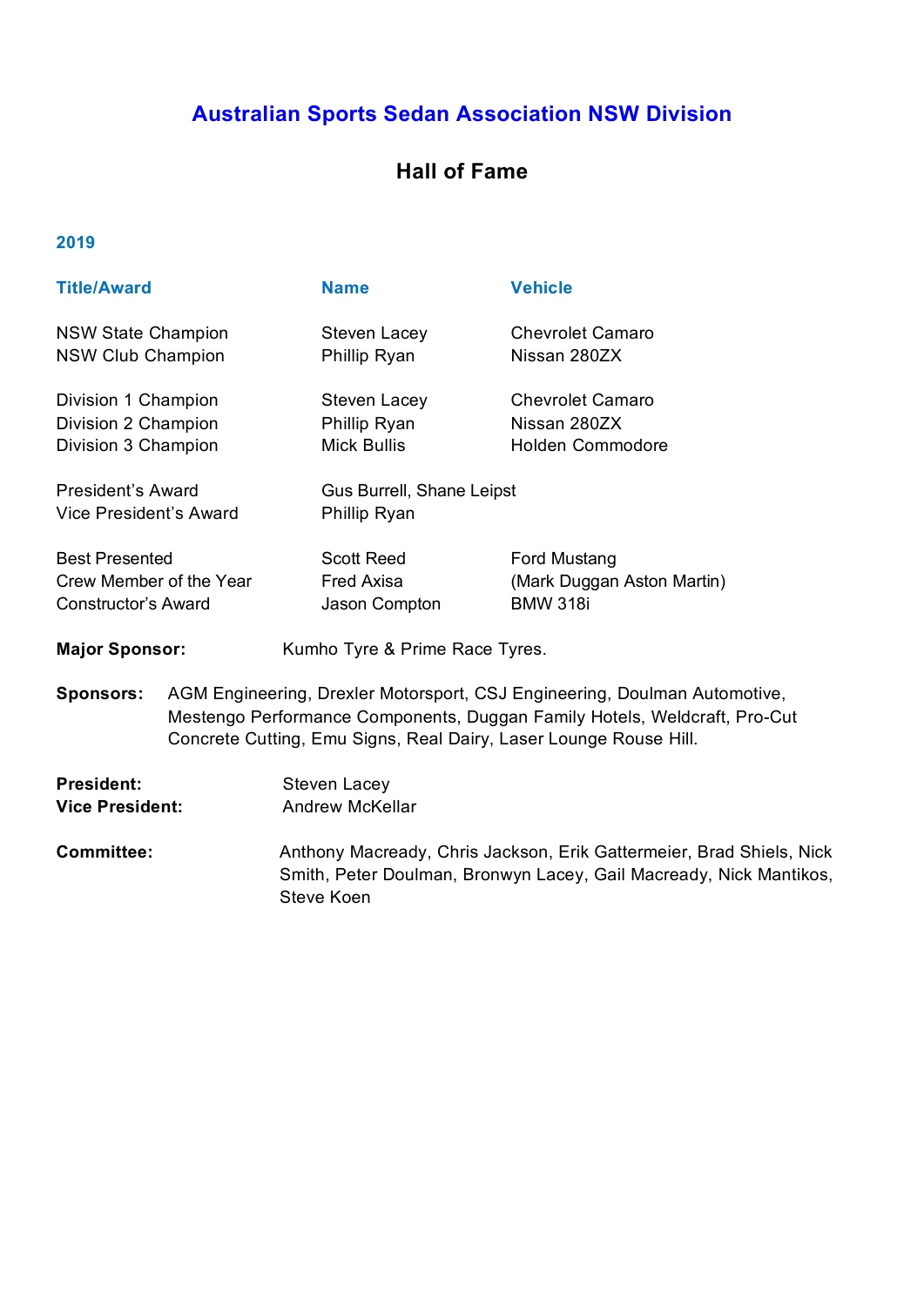# Australian Sports Sedan Association NSW Division

## Hall of Fame

### 2019

| Title/Award | Name | Vehicle |
| --- | --- | --- |
| NSW State Champion | Steven Lacey | Chevrolet Camaro |
| NSW Club Champion | Phillip Ryan | Nissan 280ZX |
| Division 1 Champion | Steven Lacey | Chevrolet Camaro |
| Division 2 Champion | Phillip Ryan | Nissan 280ZX |
| Division 3 Champion | Mick Bullis | Holden Commodore |
| President's Award | Gus Burrell, Shane Leipst | |
| Vice President's Award | Phillip Ryan | |
| Best Presented | Scott Reed | Ford Mustang |
| Crew Member of the Year | Fred Axisa | (Mark Duggan Aston Martin) |
| Constructor's Award | Jason Compton | BMW 318i |

**Major Sponsor:** Kumho Tyre & Prime Race Tyres.

**Sponsors:** AGM Engineering, Drexler Motorsport, CSJ Engineering, Doulman Automotive, Mestengo Performance Components, Duggan Family Hotels, Weldcraft, Pro-Cut Concrete Cutting, Emu Signs, Real Dairy, Laser Lounge Rouse Hill.

**President:** Steven Lacey
**Vice President:** Andrew McKellar

**Committee:** Anthony Macready, Chris Jackson, Erik Gattermeier, Brad Shiels, Nick Smith, Peter Doulman, Bronwyn Lacey, Gail Macready, Nick Mantikos, Steve Koen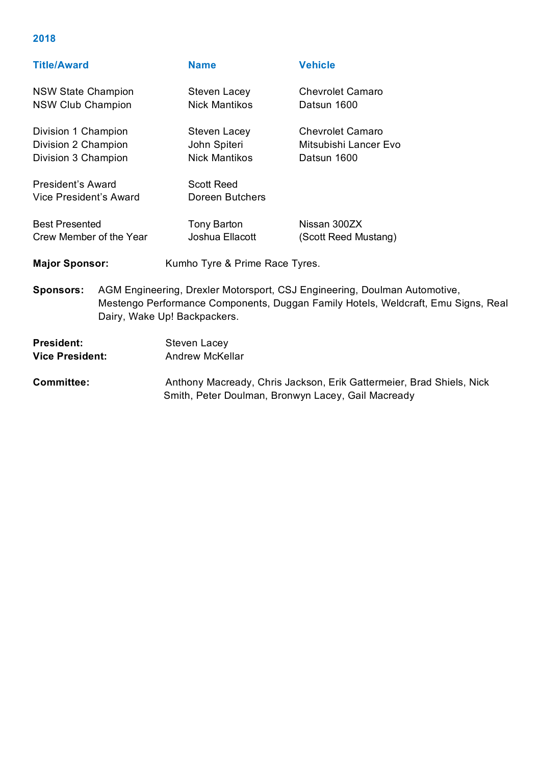## 2018

| Title/Award | Name | Vehicle |
|---|---|---|
| NSW State Champion | Steven Lacey | Chevrolet Camaro |
| NSW Club Champion | Nick Mantikos | Datsun 1600 |
| Division 1 Champion | Steven Lacey | Chevrolet Camaro |
| Division 2 Champion | John Spiteri | Mitsubishi Lancer Evo |
| Division 3 Champion | Nick Mantikos | Datsun 1600 |
| President's Award | Scott Reed | |
| Vice President's Award | Doreen Butchers | |
| Best Presented | Tony Barton | Nissan 300ZX |
| Crew Member of the Year | Joshua Ellacott | (Scott Reed Mustang) |

**Major Sponsor:** Kumho Tyre & Prime Race Tyres.

**Sponsors:** AGM Engineering, Drexler Motorsport, CSJ Engineering, Doulman Automotive, Mestengo Performance Components, Duggan Family Hotels, Weldcraft, Emu Signs, Real Dairy, Wake Up! Backpackers.

**President:** Steven Lacey
**Vice President:** Andrew McKellar

**Committee:** Anthony Macready, Chris Jackson, Erik Gattermeier, Brad Shiels, Nick Smith, Peter Doulman, Bronwyn Lacey, Gail Macready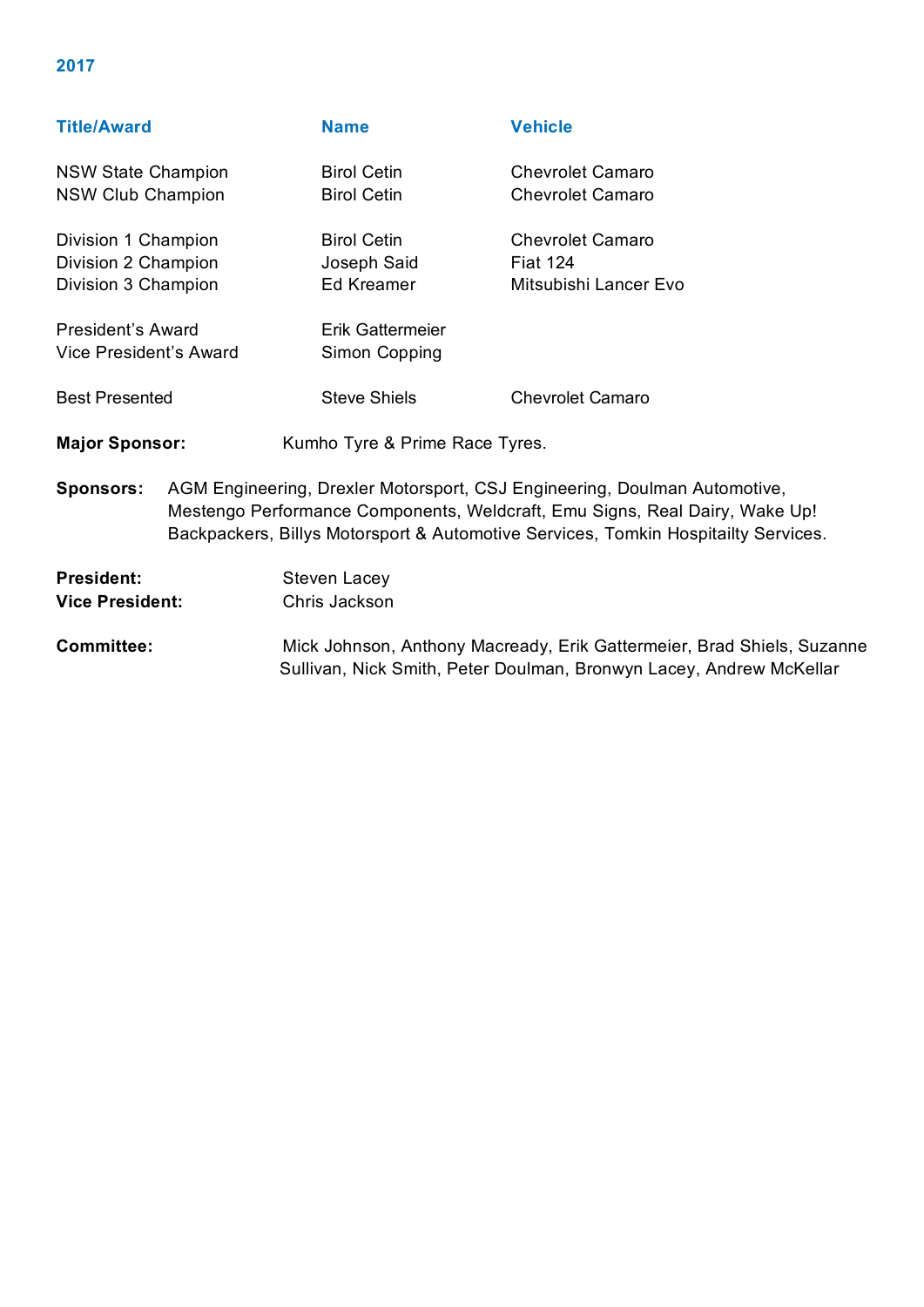## 2017

| Title/Award | Name | Vehicle |
|---|---|---|
| NSW State Champion | Birol Cetin | Chevrolet Camaro |
| NSW Club Champion | Birol Cetin | Chevrolet Camaro |
| Division 1 Champion | Birol Cetin | Chevrolet Camaro |
| Division 2 Champion | Joseph Said | Fiat 124 |
| Division 3 Champion | Ed Kreamer | Mitsubishi Lancer Evo |
| President's Award | Erik Gattermeier | |
| Vice President's Award | Simon Copping | |
| Best Presented | Steve Shiels | Chevrolet Camaro |

**Major Sponsor:** Kumho Tyre & Prime Race Tyres.

**Sponsors:** AGM Engineering, Drexler Motorsport, CSJ Engineering, Doulman Automotive, Mestengo Performance Components, Weldcraft, Emu Signs, Real Dairy, Wake Up! Backpackers, Billys Motorsport & Automotive Services, Tomkin Hospitailty Services.

**President:** Steven Lacey
**Vice President:** Chris Jackson

**Committee:** Mick Johnson, Anthony Macready, Erik Gattermeier, Brad Shiels, Suzanne Sullivan, Nick Smith, Peter Doulman, Bronwyn Lacey, Andrew McKellar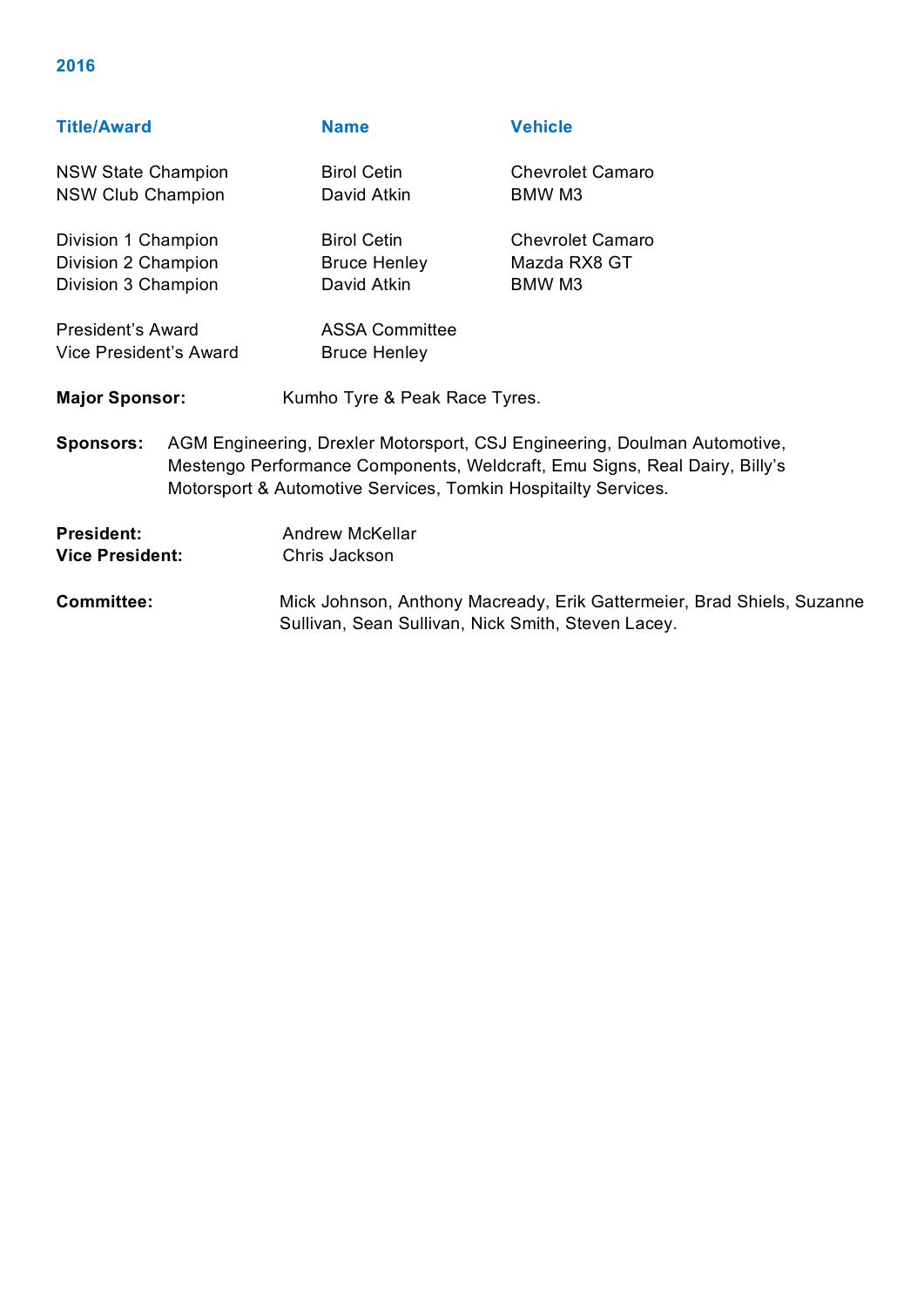## 2016

| Title/Award | Name | Vehicle |
|---|---|---|
| NSW State Champion | Birol Cetin | Chevrolet Camaro |
| NSW Club Champion | David Atkin | BMW M3 |
| Division 1 Champion | Birol Cetin | Chevrolet Camaro |
| Division 2 Champion | Bruce Henley | Mazda RX8 GT |
| Division 3 Champion | David Atkin | BMW M3 |
| President's Award | ASSA Committee | |
| Vice President's Award | Bruce Henley | |

**Major Sponsor:** Kumho Tyre & Peak Race Tyres.

**Sponsors:** AGM Engineering, Drexler Motorsport, CSJ Engineering, Doulman Automotive, Mestengo Performance Components, Weldcraft, Emu Signs, Real Dairy, Billy's Motorsport & Automotive Services, Tomkin Hospitailty Services.

**President:** Andrew McKellar
**Vice President:** Chris Jackson

**Committee:** Mick Johnson, Anthony Macready, Erik Gattermeier, Brad Shiels, Suzanne Sullivan, Sean Sullivan, Nick Smith, Steven Lacey.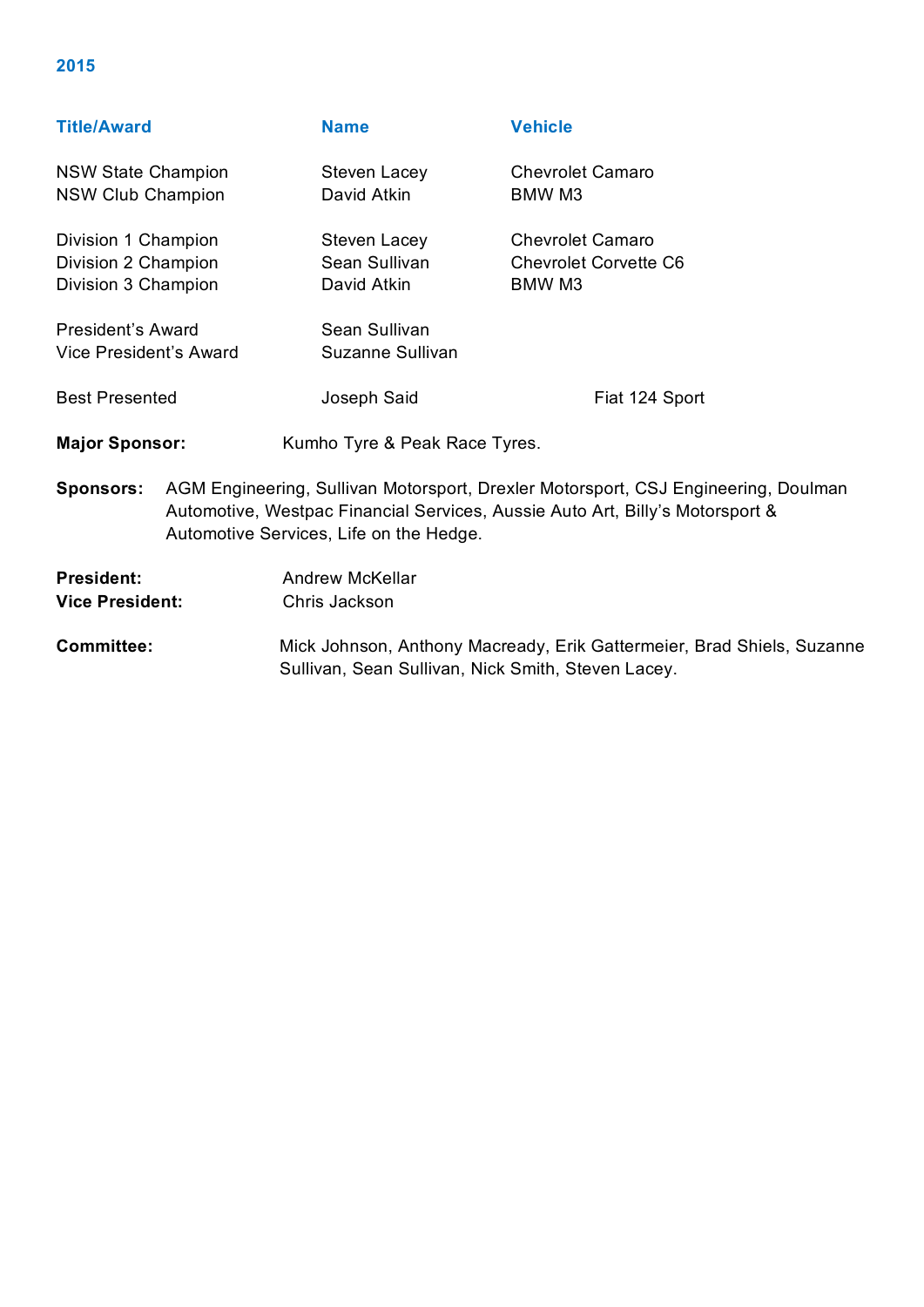## 2015

| Title/Award | Name | Vehicle |
|---|---|---|
| NSW State Champion | Steven Lacey | Chevrolet Camaro |
| NSW Club Champion | David Atkin | BMW M3 |
| Division 1 Champion | Steven Lacey | Chevrolet Camaro |
| Division 2 Champion | Sean Sullivan | Chevrolet Corvette C6 |
| Division 3 Champion | David Atkin | BMW M3 |
| President's Award | Sean Sullivan | |
| Vice President's Award | Suzanne Sullivan | |
| Best Presented | Joseph Said | Fiat 124 Sport |

**Major Sponsor:** Kumho Tyre & Peak Race Tyres.

**Sponsors:** AGM Engineering, Sullivan Motorsport, Drexler Motorsport, CSJ Engineering, Doulman Automotive, Westpac Financial Services, Aussie Auto Art, Billy's Motorsport & Automotive Services, Life on the Hedge.

**President:** Andrew McKellar
**Vice President:** Chris Jackson

**Committee:** Mick Johnson, Anthony Macready, Erik Gattermeier, Brad Shiels, Suzanne Sullivan, Sean Sullivan, Nick Smith, Steven Lacey.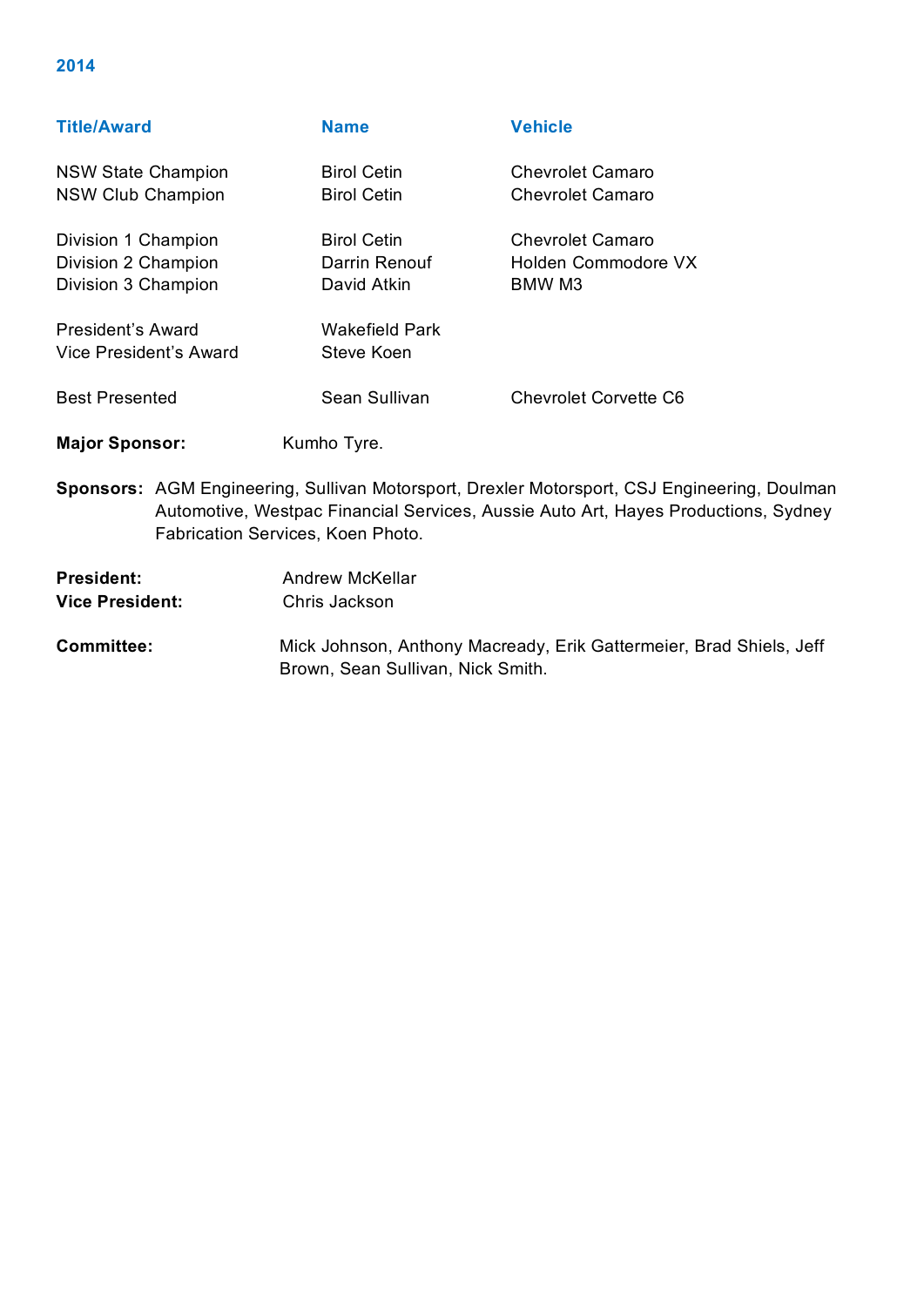## 2014

| Title/Award | Name | Vehicle |
|---|---|---|
| NSW State Champion | Birol Cetin | Chevrolet Camaro |
| NSW Club Champion | Birol Cetin | Chevrolet Camaro |
| Division 1 Champion | Birol Cetin | Chevrolet Camaro |
| Division 2 Champion | Darrin Renouf | Holden Commodore VX |
| Division 3 Champion | David Atkin | BMW M3 |
| President's Award | Wakefield Park | |
| Vice President's Award | Steve Koen | |
| Best Presented | Sean Sullivan | Chevrolet Corvette C6 |

**Major Sponsor:** Kumho Tyre.

**Sponsors:** AGM Engineering, Sullivan Motorsport, Drexler Motorsport, CSJ Engineering, Doulman Automotive, Westpac Financial Services, Aussie Auto Art, Hayes Productions, Sydney Fabrication Services, Koen Photo.

**President:** Andrew McKellar
**Vice President:** Chris Jackson

**Committee:** Mick Johnson, Anthony Macready, Erik Gattermeier, Brad Shiels, Jeff Brown, Sean Sullivan, Nick Smith.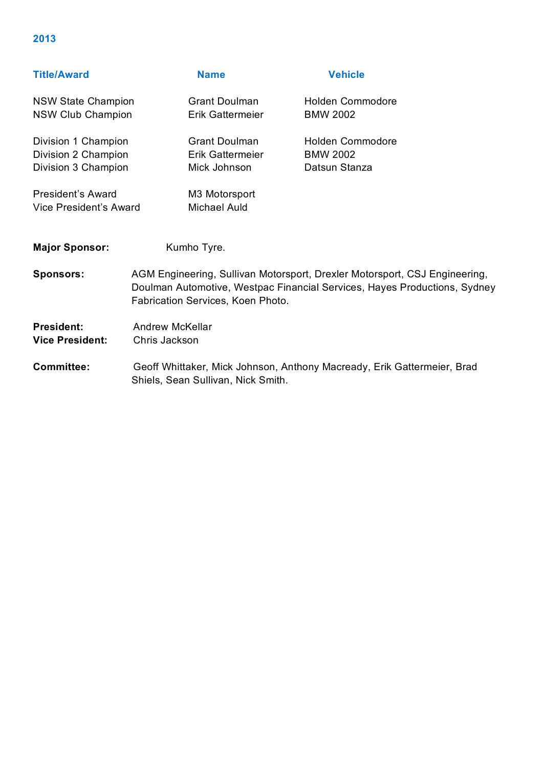## 2013

| Title/Award | Name | Vehicle |
| --- | --- | --- |
| NSW State Champion | Grant Doulman | Holden Commodore |
| NSW Club Champion | Erik Gattermeier | BMW 2002 |
| Division 1 Champion | Grant Doulman | Holden Commodore |
| Division 2 Champion | Erik Gattermeier | BMW 2002 |
| Division 3 Champion | Mick Johnson | Datsun Stanza |
| President’s Award | M3 Motorsport | |
| Vice President’s Award | Michael Auld | |

**Major Sponsor:** Kumho Tyre.

**Sponsors:** AGM Engineering, Sullivan Motorsport, Drexler Motorsport, CSJ Engineering, Doulman Automotive, Westpac Financial Services, Hayes Productions, Sydney Fabrication Services, Koen Photo.

**President:** Andrew McKellar
**Vice President:** Chris Jackson

**Committee:** Geoff Whittaker, Mick Johnson, Anthony Macready, Erik Gattermeier, Brad Shiels, Sean Sullivan, Nick Smith.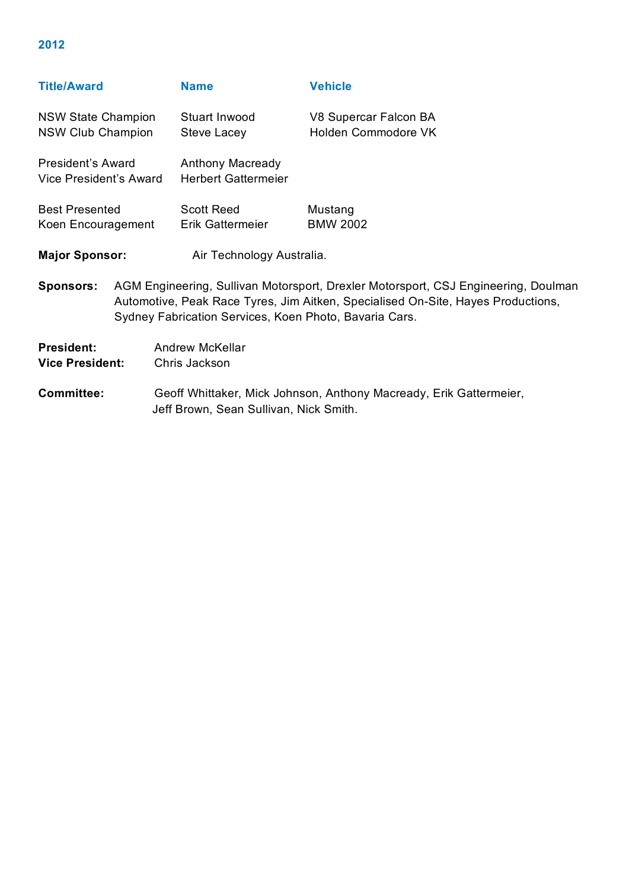## 2012

| Title/Award | Name | Vehicle |
| --- | --- | --- |
| NSW State Champion | Stuart Inwood | V8 Supercar Falcon BA |
| NSW Club Champion | Steve Lacey | Holden Commodore VK |
| President's Award | Anthony Macready | |
| Vice President's Award | Herbert Gattermeier | |
| Best Presented | Scott Reed | Mustang |
| Koen Encouragement | Erik Gattermeier | BMW 2002 |

**Major Sponsor:** Air Technology Australia.

**Sponsors:** AGM Engineering, Sullivan Motorsport, Drexler Motorsport, CSJ Engineering, Doulman Automotive, Peak Race Tyres, Jim Aitken, Specialised On-Site, Hayes Productions, Sydney Fabrication Services, Koen Photo, Bavaria Cars.

**President:** Andrew McKellar
**Vice President:** Chris Jackson

**Committee:** Geoff Whittaker, Mick Johnson, Anthony Macready, Erik Gattermeier, Jeff Brown, Sean Sullivan, Nick Smith.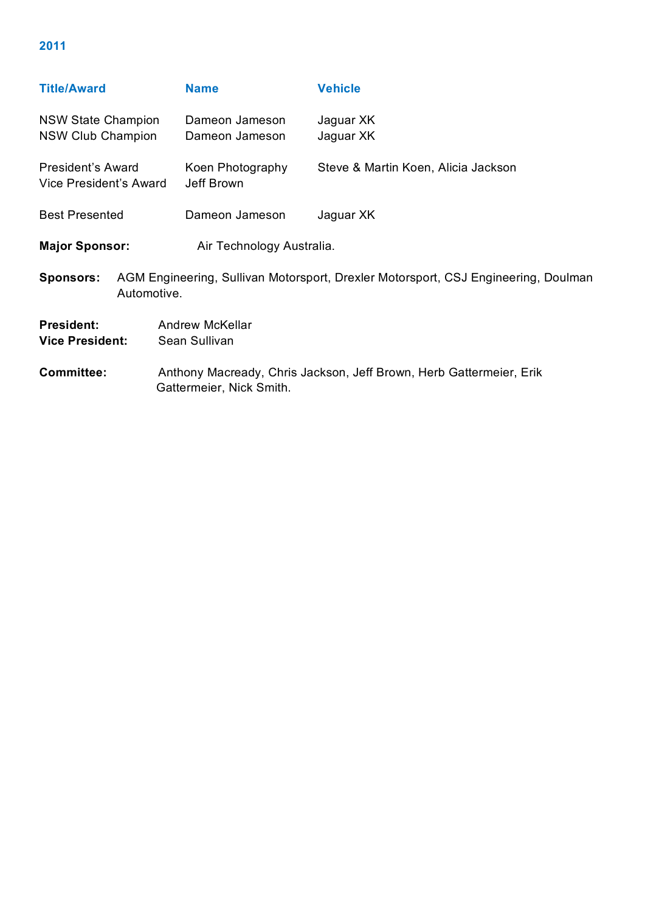## 2011

| Title/Award | Name | Vehicle |
|---|---|---|
| NSW State Champion | Dameon Jameson | Jaguar XK |
| NSW Club Champion | Dameon Jameson | Jaguar XK |
| President's Award | Koen Photography | Steve & Martin Koen, Alicia Jackson |
| Vice President's Award | Jeff Brown | |
| Best Presented | Dameon Jameson | Jaguar XK |

**Major Sponsor:** Air Technology Australia.

**Sponsors:** AGM Engineering, Sullivan Motorsport, Drexler Motorsport, CSJ Engineering, Doulman Automotive.

**President:** Andrew McKellar
**Vice President:** Sean Sullivan

**Committee:** Anthony Macready, Chris Jackson, Jeff Brown, Herb Gattermeier, Erik Gattermeier, Nick Smith.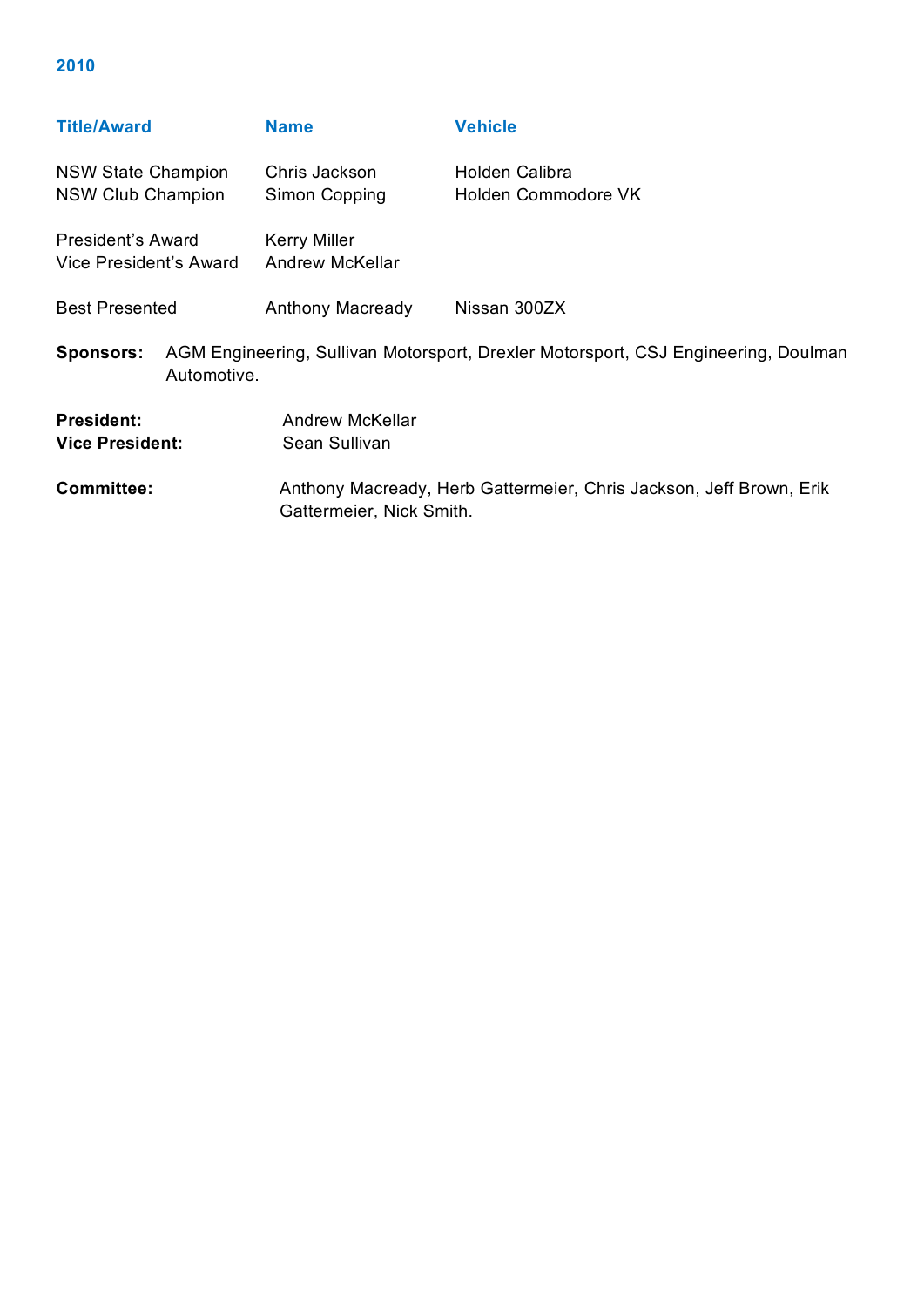## 2010

| Title/Award | Name | Vehicle |
| --- | --- | --- |
| NSW State Champion | Chris Jackson | Holden Calibra |
| NSW Club Champion | Simon Copping | Holden Commodore VK |
| President's Award | Kerry Miller | |
| Vice President's Award | Andrew McKellar | |
| Best Presented | Anthony Macready | Nissan 300ZX |

**Sponsors:** AGM Engineering, Sullivan Motorsport, Drexler Motorsport, CSJ Engineering, Doulman Automotive.

**President:** Andrew McKellar
**Vice President:** Sean Sullivan

**Committee:** Anthony Macready, Herb Gattermeier, Chris Jackson, Jeff Brown, Erik Gattermeier, Nick Smith.